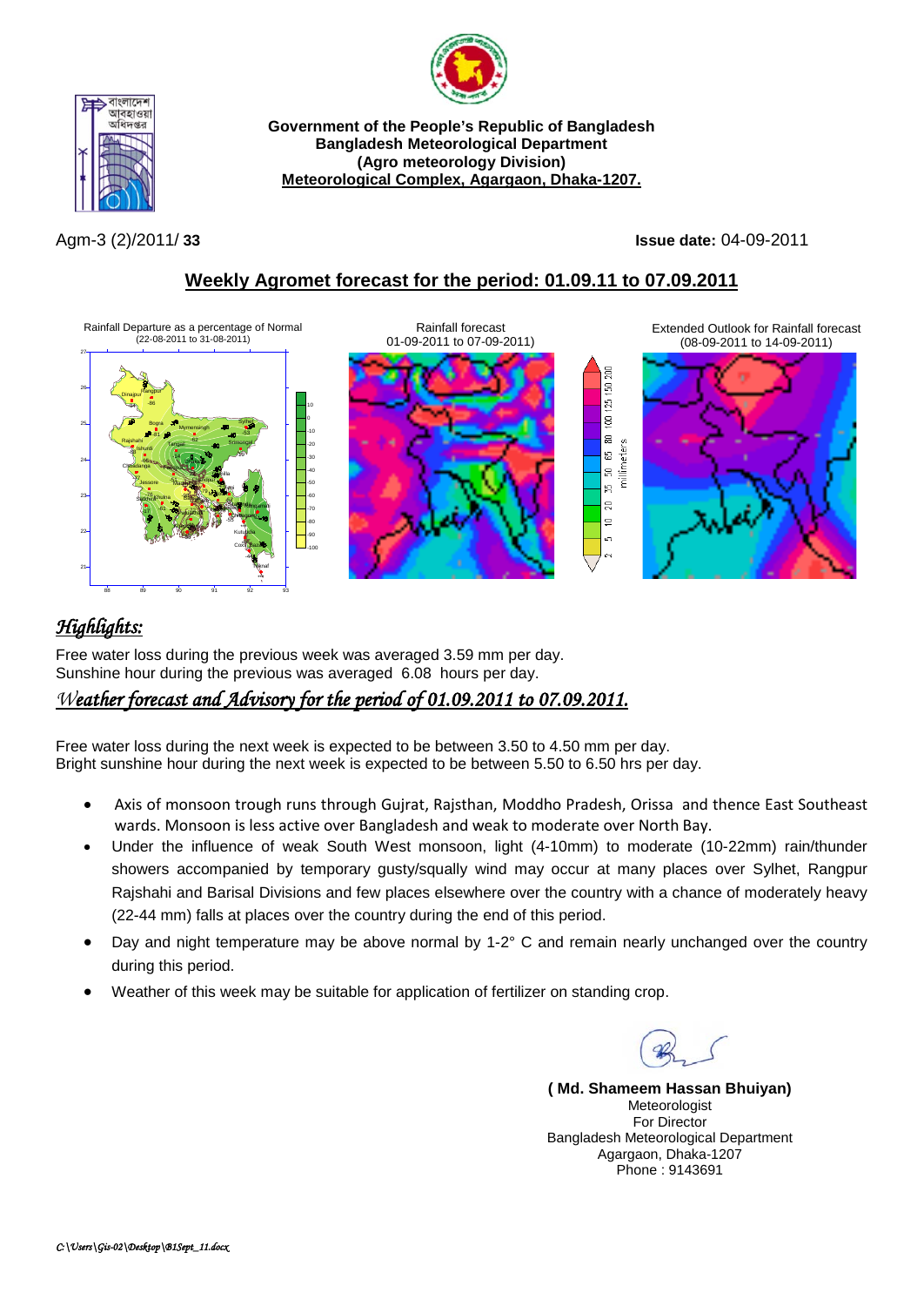**Government of the People's Republic of Bangladesh**
**Bangladesh Meteorological Department**
**(Agro meteorology Division)**
**Meteorological Complex, Agargaon, Dhaka-1207.**

Agm-3 (2)/2011/ **33**

**Issue date:** 04-09-2011

## Weekly Agromet forecast for the period: 01.09.11 to 07.09.2011

Rainfall Departure as a percentage of Normal (22-08-2011 to 31-08-2011)

Rainfall forecast 01-09-2011 to 07-09-2011)

Extended Outlook for Rainfall forecast (08-09-2011 to 14-09-2011)

## *Highlights:*

Free water loss during the previous week was averaged 3.59 mm per day.
Sunshine hour during the previous was averaged 6.08 hours per day.

### *Weather forecast and Advisory for the period of 01.09.2011 to 07.09.2011.*

Free water loss during the next week is expected to be between 3.50 to 4.50 mm per day.
Bright sunshine hour during the next week is expected to be between 5.50 to 6.50 hrs per day.

- Axis of monsoon trough runs through Gujrat, Rajsthan, Moddho Pradesh, Orissa and thence East Southeast wards. Monsoon is less active over Bangladesh and weak to moderate over North Bay.
- Under the influence of weak South West monsoon, light (4-10mm) to moderate (10-22mm) rain/thunder showers accompanied by temporary gusty/squally wind may occur at many places over Sylhet, Rangpur Rajshahi and Barisal Divisions and few places elsewhere over the country with a chance of moderately heavy (22-44 mm) falls at places over the country during the end of this period.
- Day and night temperature may be above normal by 1-2° C and remain nearly unchanged over the country during this period.
- Weather of this week may be suitable for application of fertilizer on standing crop.

**( Md. Shameem Hassan Bhuiyan)**
Meteorologist
For Director
Bangladesh Meteorological Department
Agargaon, Dhaka-1207
Phone : 9143691

*C:\Users\Gis-02\Desktop\B1Sept_11.docx*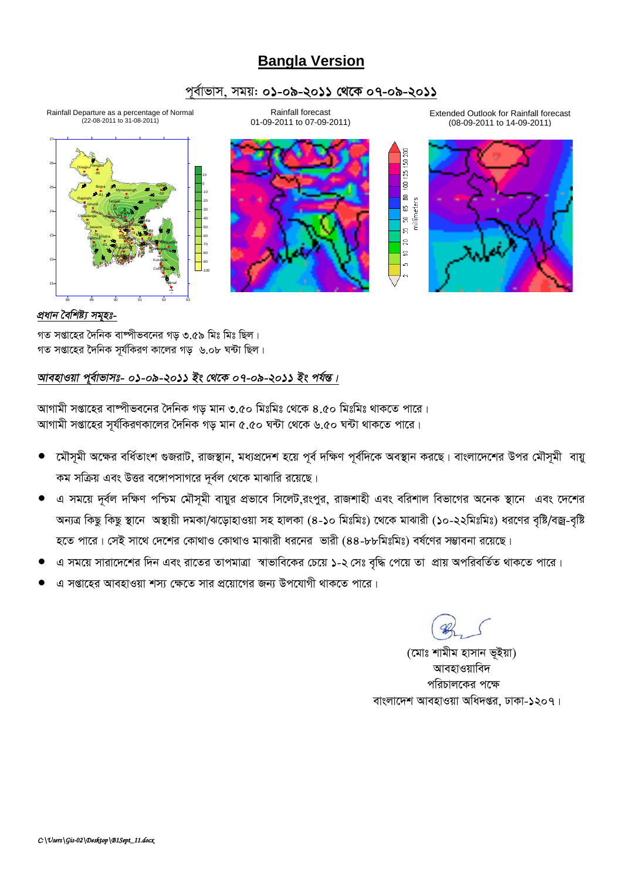# Bangla Version

## পূর্বাভাস, সময়: ০১-০৯-২০১১ থেকে ০৭-০৯-২০১১

Rainfall Departure as a percentage of Normal (22-08-2011 to 31-08-2011)

Rainfall forecast 01-09-2011 to 07-09-2011)

Extended Outlook for Rainfall forecast (08-09-2011 to 14-09-2011)

*প্রধান বৈশিষ্ট্য সমূহঃ-*

গত সপ্তাহের দৈনিক বাষ্পীভবনের গড় ৩.৫৯ মিঃ মিঃ ছিল।
গত সপ্তাহের দৈনিক সূর্যকিরণ কালের গড় ৬.০৮ ঘন্টা ছিল।

*আবহাওয়া পূর্বাভাসঃ- ০১-০৯-২০১১ ইং থেকে ০৭-০৯-২০১১ ইং পর্যন্ত।*

আগামী সপ্তাহের বাষ্পীভবনের দৈনিক গড় মান ৩.৫০ মিঃমিঃ থেকে ৪.৫০ মিঃমিঃ থাকতে পারে।
আগামী সপ্তাহের সূর্যকিরণকালের দৈনিক গড় মান ৫.৫০ ঘন্টা থেকে ৬.৫০ ঘন্টা থাকতে পারে।

- মৌসুমী অক্ষের বর্ধিতাংশ গুজরাট, রাজস্থান, মধ্যপ্রদেশ হয়ে পূর্ব দক্ষিণ পূর্বদিকে অবস্থান করছে। বাংলাদেশের উপর মৌসুমী বায়ু কম সক্রিয় এবং উত্তর বঙ্গোপসাগরে দূর্বল থেকে মাঝারি রয়েছে।
- এ সময়ে দূর্বল দক্ষিণ পশ্চিম মৌসুমী বায়ুর প্রভাবে সিলেট,রংপুর, রাজশাহী এবং বরিশাল বিভাগের অনেক স্থানে এবং দেশের অন্যত্র কিছু কিছু স্থানে অস্থায়ী দমকা/ঝড়োহাওয়া সহ হালকা (৪-১০ মিঃমিঃ) থেকে মাঝারী (১০-২২মিঃমিঃ) ধরণের বৃষ্টি/বজ্র-বৃষ্টি হতে পারে। সেই সাথে দেশের কোথাও কোথাও মাঝারী ধরনের ভারী (৪৪-৮৮মিঃমিঃ) বর্ষণের সম্ভাবনা রয়েছে।
- এ সময়ে সারাদেশের দিন এবং রাতের তাপমাত্রা স্বাভাবিকের চেয়ে ১-২ সেঃ বৃদ্ধি পেয়ে তা প্রায় অপরিবর্তিত থাকতে পারে।
- এ সপ্তাহের আবহাওয়া শস্য ক্ষেতে সার প্রয়োগের জন্য উপযোগী থাকতে পারে।

(মোঃ শামীম হাসান ভূইয়া)
আবহাওয়াবিদ
পরিচালকের পক্ষে
বাংলাদেশ আবহাওয়া অধিদপ্তর, ঢাকা-১২০৭।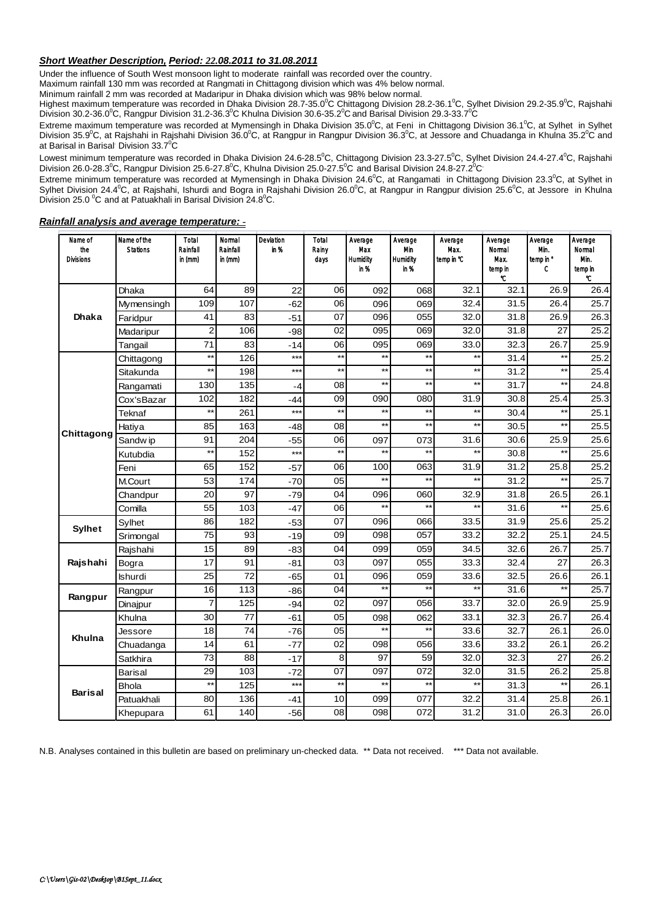***Short Weather Description, Period: 22.08.2011 to 31.08.2011***

Under the influence of South West monsoon light to moderate rainfall was recorded over the country.

Maximum rainfall 130 mm was recorded at Rangmati in Chittagong division which was 4% below normal.

Minimum rainfall 2 mm was recorded at Madaripur in Dhaka division which was 98% below normal.

Highest maximum temperature was recorded in Dhaka Division 28.7-35.0$^0$C Chittagong Division 28.2-36.1$^0$C, Sylhet Division 29.2-35.9$^0$C, Rajshahi Division 30.2-36.0$^0$C, Rangpur Division 31.2-36.3$^0$C Khulna Division 30.6-35.2$^0$C and Barisal Division 29.3-33.7$^0$C

Extreme maximum temperature was recorded at Mymensingh in Dhaka Division 35.0$^0$C, at Feni in Chittagong Division 36.1$^0$C, at Sylhet in Sylhet Division 35.9$^0$C, at Rajshahi in Rajshahi Division 36.0$^0$C, at Rangpur in Rangpur Division 36.3$^0$C, at Jessore and Chuadanga in Khulna 35.2$^0$C and at Barisal in Barisal Division 33.7$^0$C

Lowest minimum temperature was recorded in Dhaka Division 24.6-28.5$^0$C, Chittagong Division 23.3-27.5$^0$C, Sylhet Division 24.4-27.4$^0$C, Rajshahi Division 26.0-28.3$^0$C, Rangpur Division 25.6-27.8$^0$C, Khulna Division 25.0-27.5$^0$C and Barisal Division 24.8-27.2$^0$C

Extreme minimum temperature was recorded at Mymensingh in Dhaka Division 24.6$^0$C, at Rangamati in Chittagong Division 23.3$^0$C, at Sylhet in Sylhet Division 24.4$^0$C, at Rajshahi, Ishurdi and Bogra in Rajshahi Division 26.0$^0$C, at Rangpur in Rangpur division 25.6$^0$C, at Jessore in Khulna Division 25.0 $^0$C and at Patuakhali in Barisal Division 24.8$^0$C.

***Rainfall analysis and average temperature: -***

| Name of the Divisions | Name of the Stations | Total Rainfall in (mm) | Normal Rainfall in (mm) | Deviation in % | Total Rainy days | Average Max Humidity in % | Average Min Humidity in % | Average Max. temp in ℃ | Average Normal Max. temp in ℃ | Average Min. temp in ° C | Average Normal Min. temp in ℃ |
|---|---|---|---|---|---|---|---|---|---|---|---|
| **Dhaka** | Dhaka | 64 | 89 | 22 | 06 | 092 | 068 | 32.1 | 32.1 | 26.9 | 26.4 |
| | Mymensingh | 109 | 107 | -62 | 06 | 096 | 069 | 32.4 | 31.5 | 26.4 | 25.7 |
| | Faridpur | 41 | 83 | -51 | 07 | 096 | 055 | 32.0 | 31.8 | 26.9 | 26.3 |
| | Madaripur | 2 | 106 | -98 | 02 | 095 | 069 | 32.0 | 31.8 | 27 | 25.2 |
| | Tangail | 71 | 83 | -14 | 06 | 095 | 069 | 33.0 | 32.3 | 26.7 | 25.9 |
| **Chittagong** | Chittagong | ** | 126 | *** | ** | ** | ** | ** | 31.4 | ** | 25.2 |
| | Sitakunda | ** | 198 | *** | ** | ** | ** | ** | 31.2 | ** | 25.4 |
| | Rangamati | 130 | 135 | -4 | 08 | ** | ** | ** | 31.7 | ** | 24.8 |
| | Cox'sBazar | 102 | 182 | -44 | 09 | 090 | 080 | 31.9 | 30.8 | 25.4 | 25.3 |
| | Teknaf | ** | 261 | *** | ** | ** | ** | ** | 30.4 | ** | 25.1 |
| | Hatiya | 85 | 163 | -48 | 08 | ** | ** | ** | 30.5 | ** | 25.5 |
| | Sandw ip | 91 | 204 | -55 | 06 | 097 | 073 | 31.6 | 30.6 | 25.9 | 25.6 |
| | Kutubdia | ** | 152 | *** | ** | ** | ** | ** | 30.8 | ** | 25.6 |
| | Feni | 65 | 152 | -57 | 06 | 100 | 063 | 31.9 | 31.2 | 25.8 | 25.2 |
| | M.Court | 53 | 174 | -70 | 05 | ** | ** | ** | 31.2 | ** | 25.7 |
| | Chandpur | 20 | 97 | -79 | 04 | 096 | 060 | 32.9 | 31.8 | 26.5 | 26.1 |
| | Comilla | 55 | 103 | -47 | 06 | ** | ** | ** | 31.6 | ** | 25.6 |
| **Sylhet** | Sylhet | 86 | 182 | -53 | 07 | 096 | 066 | 33.5 | 31.9 | 25.6 | 25.2 |
| | Srimongal | 75 | 93 | -19 | 09 | 098 | 057 | 33.2 | 32.2 | 25.1 | 24.5 |
| **Rajshahi** | Rajshahi | 15 | 89 | -83 | 04 | 099 | 059 | 34.5 | 32.6 | 26.7 | 25.7 |
| | Bogra | 17 | 91 | -81 | 03 | 097 | 055 | 33.3 | 32.4 | 27 | 26.3 |
| | Ishurdi | 25 | 72 | -65 | 01 | 096 | 059 | 33.6 | 32.5 | 26.6 | 26.1 |
| **Rangpur** | Rangpur | 16 | 113 | -86 | 04 | ** | ** | ** | 31.6 | ** | 25.7 |
| | Dinajpur | 7 | 125 | -94 | 02 | 097 | 056 | 33.7 | 32.0 | 26.9 | 25.9 |
| **Khulna** | Khulna | 30 | 77 | -61 | 05 | 098 | 062 | 33.1 | 32.3 | 26.7 | 26.4 |
| | Jessore | 18 | 74 | -76 | 05 | ** | ** | 33.6 | 32.7 | 26.1 | 26.0 |
| | Chuadanga | 14 | 61 | -77 | 02 | 098 | 056 | 33.6 | 33.2 | 26.1 | 26.2 |
| | Satkhira | 73 | 88 | -17 | 8 | 97 | 59 | 32.0 | 32.3 | 27 | 26.2 |
| **Barisal** | Barisal | 29 | 103 | -72 | 07 | 097 | 072 | 32.0 | 31.5 | 26.2 | 25.8 |
| | Bhola | ** | 125 | *** | ** | ** | ** | ** | 31.3 | ** | 26.1 |
| | Patuakhali | 80 | 136 | -41 | 10 | 099 | 077 | 32.2 | 31.4 | 25.8 | 26.1 |
| | Khepupara | 61 | 140 | -56 | 08 | 098 | 072 | 31.2 | 31.0 | 26.3 | 26.0 |

N.B. Analyses contained in this bulletin are based on preliminary un-checked data. ** Data not received. *** Data not available.

*C:\Users\Gis-02\Desktop\B1Sept_11.docx*